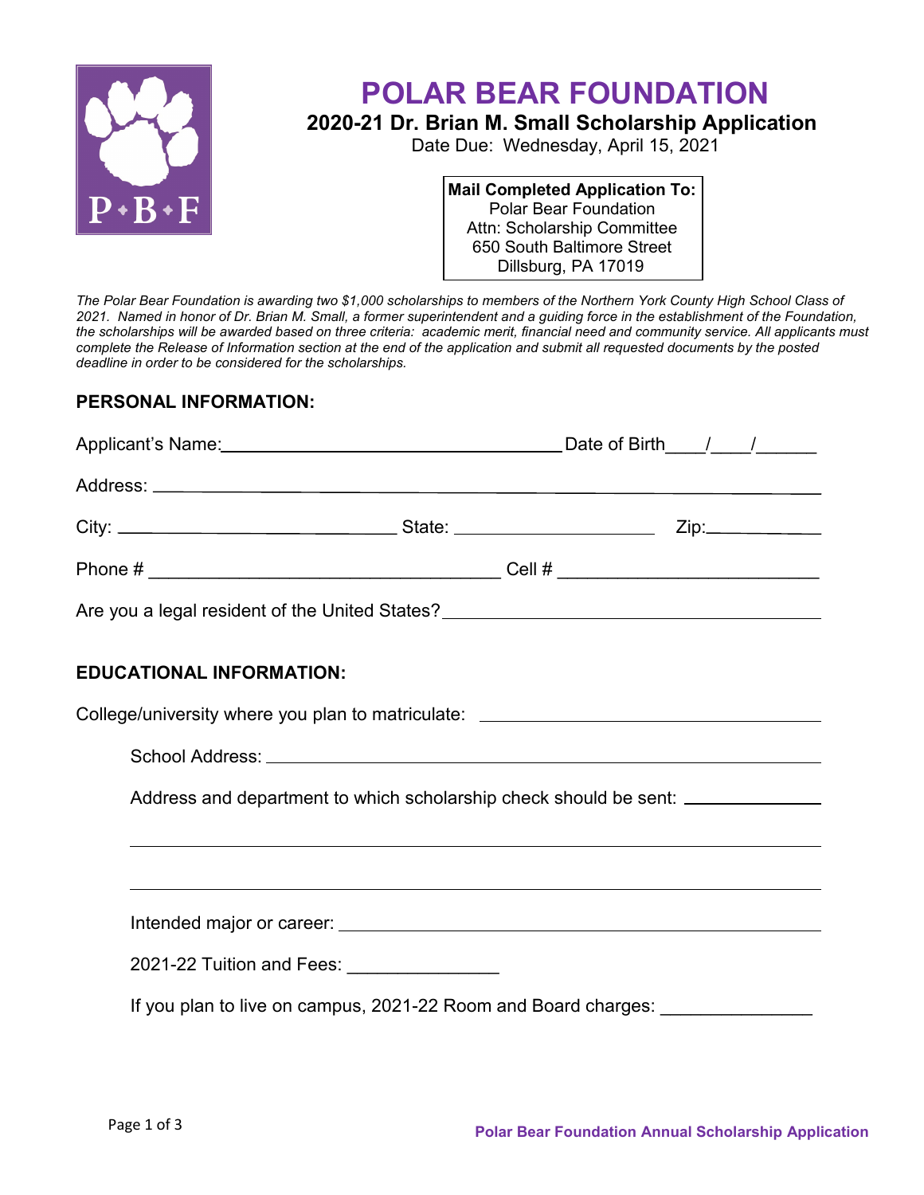# POLAR BEAR FOUNDATION

## 2020-21 Dr. Brian M. Small Scholarship Application

Date Due: Wednesday, April 15, 2021

**Mail Completed Application To:**
Polar Bear Foundation
Attn: Scholarship Committee
650 South Baltimore Street
Dillsburg, PA 17019

*The Polar Bear Foundation is awarding two $1,000 scholarships to members of the Northern York County High School Class of 2021. Named in honor of Dr. Brian M. Small, a former superintendent and a guiding force in the establishment of the Foundation, the scholarships will be awarded based on three criteria: academic merit, financial need and community service. All applicants must complete the Release of Information section at the end of the application and submit all requested documents by the posted deadline in order to be considered for the scholarships.*

### PERSONAL INFORMATION:

Applicant's Name:______________________________________ Date of Birth____/____/______

Address: ____________________________________________________________________

City: ______________________________ State: ______________________ Zip:____________

Phone # __________________________________ Cell # _________________________

Are you a legal resident of the United States?_______________________________________

### EDUCATIONAL INFORMATION:

College/university where you plan to matriculate: _____________________________________

School Address: _______________________________________________________________

Address and department to which scholarship check should be sent: ______________

_____________________________________________________________________________

_____________________________________________________________________________

Intended major or career: _______________________________________________________

2021-22 Tuition and Fees: _______________

If you plan to live on campus, 2021-22 Room and Board charges: _______________

Polar Bear Foundation Annual Scholarship Application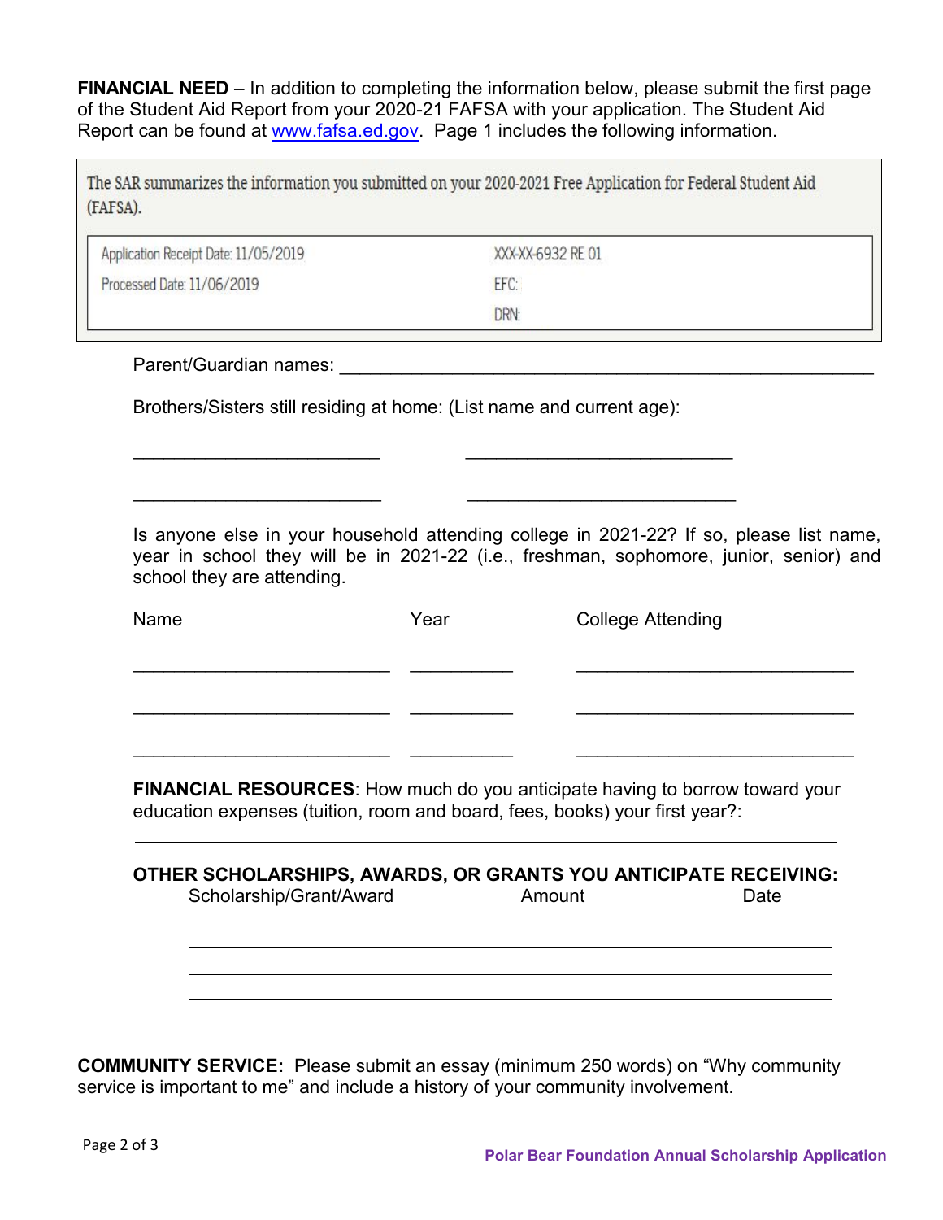**FINANCIAL NEED** – In addition to completing the information below, please submit the first page of the Student Aid Report from your 2020-21 FAFSA with your application. The Student Aid Report can be found at [www.fafsa.ed.gov](http://www.fafsa.ed.gov). Page 1 includes the following information.

> The SAR summarizes the information you submitted on your 2020-2021 Free Application for Federal Student Aid (FAFSA).
>
> | | |
> |---|---|
> | Application Receipt Date: 11/05/2019 | XXX-XX-6932 RE 01 |
> | Processed Date: 11/06/2019 | EFC: |
> | | DRN: |

Parent/Guardian names: ______________________________________________________

Brothers/Sisters still residing at home: (List name and current age):

_________________________ ___________________________

_________________________ ___________________________

Is anyone else in your household attending college in 2021-22? If so, please list name, year in school they will be in 2021-22 (i.e., freshman, sophomore, junior, senior) and school they are attending.

| Name | Year | College Attending |
|---|---|---|
| | | |
| | | |
| | | |

**FINANCIAL RESOURCES**: How much do you anticipate having to borrow toward your education expenses (tuition, room and board, fees, books) your first year?:

______________________________________________________________________

**OTHER SCHOLARSHIPS, AWARDS, OR GRANTS YOU ANTICIPATE RECEIVING:**

| Scholarship/Grant/Award | Amount | Date |
|---|---|---|
| | | |
| | | |
| | | |

**COMMUNITY SERVICE:** Please submit an essay (minimum 250 words) on "Why community service is important to me" and include a history of your community involvement.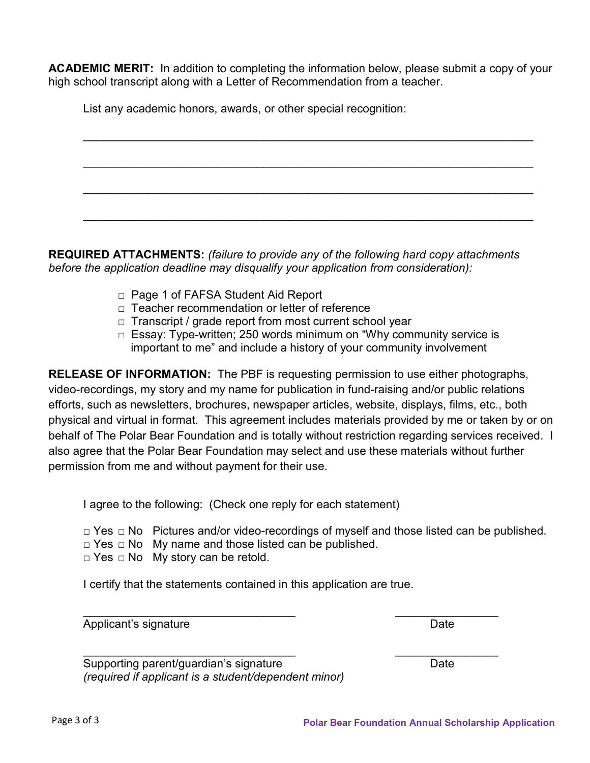**ACADEMIC MERIT:** In addition to completing the information below, please submit a copy of your high school transcript along with a Letter of Recommendation from a teacher.

List any academic honors, awards, or other special recognition:

\_\_\_\_\_\_\_\_\_\_\_\_\_\_\_\_\_\_\_\_\_\_\_\_\_\_\_\_\_\_\_\_\_\_\_\_\_\_\_\_\_\_\_\_\_\_\_\_\_\_\_\_\_\_\_\_\_\_\_\_\_\_\_\_\_\_\_\_

\_\_\_\_\_\_\_\_\_\_\_\_\_\_\_\_\_\_\_\_\_\_\_\_\_\_\_\_\_\_\_\_\_\_\_\_\_\_\_\_\_\_\_\_\_\_\_\_\_\_\_\_\_\_\_\_\_\_\_\_\_\_\_\_\_\_\_\_

\_\_\_\_\_\_\_\_\_\_\_\_\_\_\_\_\_\_\_\_\_\_\_\_\_\_\_\_\_\_\_\_\_\_\_\_\_\_\_\_\_\_\_\_\_\_\_\_\_\_\_\_\_\_\_\_\_\_\_\_\_\_\_\_\_\_\_\_

\_\_\_\_\_\_\_\_\_\_\_\_\_\_\_\_\_\_\_\_\_\_\_\_\_\_\_\_\_\_\_\_\_\_\_\_\_\_\_\_\_\_\_\_\_\_\_\_\_\_\_\_\_\_\_\_\_\_\_\_\_\_\_\_\_\_\_\_

**REQUIRED ATTACHMENTS:** *(failure to provide any of the following hard copy attachments before the application deadline may disqualify your application from consideration):*

- □ Page 1 of FAFSA Student Aid Report
- □ Teacher recommendation or letter of reference
- □ Transcript / grade report from most current school year
- □ Essay: Type-written; 250 words minimum on "Why community service is important to me" and include a history of your community involvement

**RELEASE OF INFORMATION:** The PBF is requesting permission to use either photographs, video-recordings, my story and my name for publication in fund-raising and/or public relations efforts, such as newsletters, brochures, newspaper articles, website, displays, films, etc., both physical and virtual in format. This agreement includes materials provided by me or taken by or on behalf of The Polar Bear Foundation and is totally without restriction regarding services received. I also agree that the Polar Bear Foundation may select and use these materials without further permission from me and without payment for their use.

I agree to the following: (Check one reply for each statement)

□ Yes □ No Pictures and/or video-recordings of myself and those listed can be published.
□ Yes □ No My name and those listed can be published.
□ Yes □ No My story can be retold.

I certify that the statements contained in this application are true.

\_\_\_\_\_\_\_\_\_\_\_\_\_\_\_\_\_\_\_\_\_\_\_\_\_\_\_\_\_\_\_\_\_\_ \_\_\_\_\_\_\_\_\_\_\_\_\_\_\_\_
Applicant's signature Date

\_\_\_\_\_\_\_\_\_\_\_\_\_\_\_\_\_\_\_\_\_\_\_\_\_\_\_\_\_\_\_\_\_\_ \_\_\_\_\_\_\_\_\_\_\_\_\_\_\_\_
Supporting parent/guardian's signature Date
*(required if applicant is a student/dependent minor)*